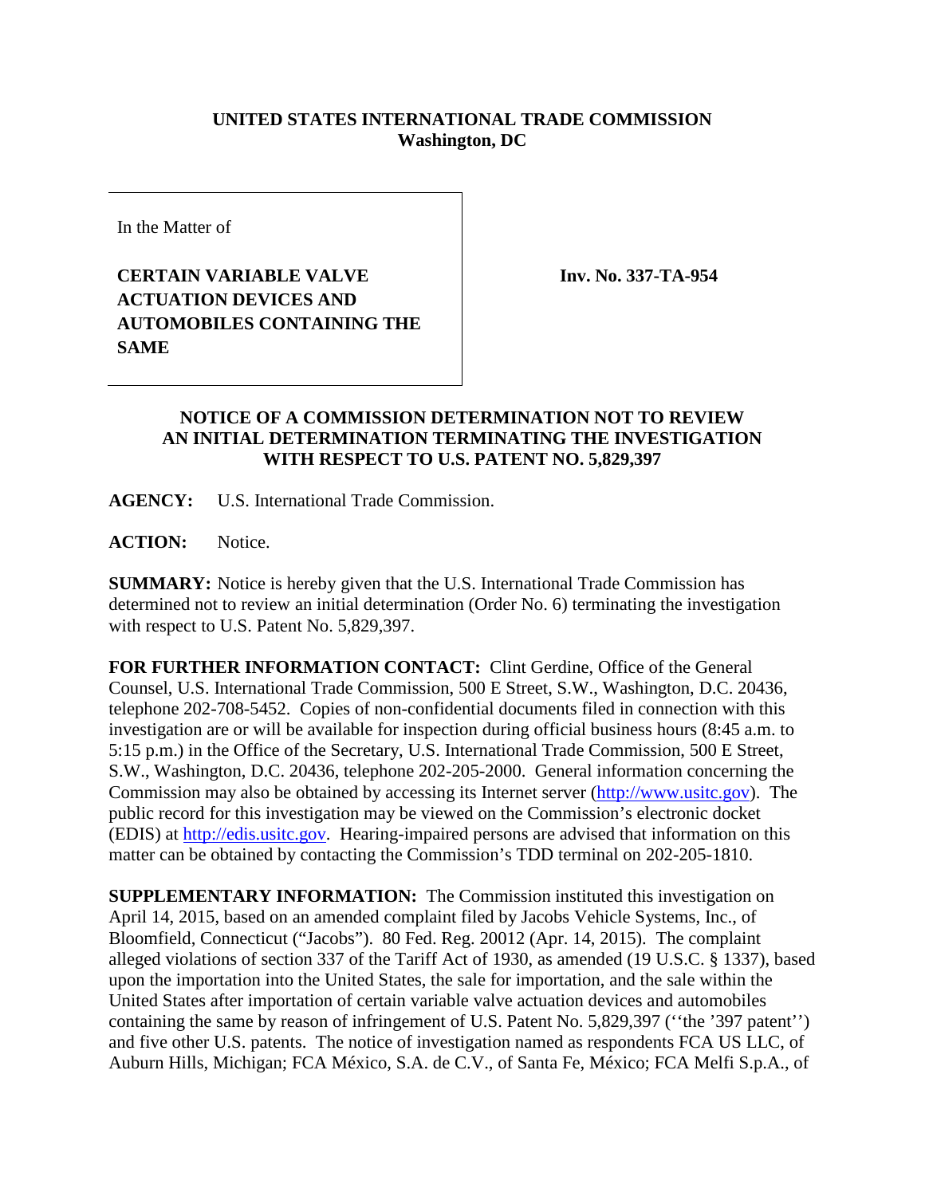**UNITED STATES INTERNATIONAL TRADE COMMISSION**
**Washington, DC**

In the Matter of

**CERTAIN VARIABLE VALVE ACTUATION DEVICES AND AUTOMOBILES CONTAINING THE SAME**

**Inv. No. 337-TA-954**

## NOTICE OF A COMMISSION DETERMINATION NOT TO REVIEW AN INITIAL DETERMINATION TERMINATING THE INVESTIGATION WITH RESPECT TO U.S. PATENT NO. 5,829,397

**AGENCY:** U.S. International Trade Commission.

**ACTION:** Notice.

**SUMMARY:** Notice is hereby given that the U.S. International Trade Commission has determined not to review an initial determination (Order No. 6) terminating the investigation with respect to U.S. Patent No. 5,829,397.

**FOR FURTHER INFORMATION CONTACT:** Clint Gerdine, Office of the General Counsel, U.S. International Trade Commission, 500 E Street, S.W., Washington, D.C. 20436, telephone 202-708-5452. Copies of non-confidential documents filed in connection with this investigation are or will be available for inspection during official business hours (8:45 a.m. to 5:15 p.m.) in the Office of the Secretary, U.S. International Trade Commission, 500 E Street, S.W., Washington, D.C. 20436, telephone 202-205-2000. General information concerning the Commission may also be obtained by accessing its Internet server (http://www.usitc.gov). The public record for this investigation may be viewed on the Commission's electronic docket (EDIS) at http://edis.usitc.gov. Hearing-impaired persons are advised that information on this matter can be obtained by contacting the Commission's TDD terminal on 202-205-1810.

**SUPPLEMENTARY INFORMATION:** The Commission instituted this investigation on April 14, 2015, based on an amended complaint filed by Jacobs Vehicle Systems, Inc., of Bloomfield, Connecticut ("Jacobs"). 80 Fed. Reg. 20012 (Apr. 14, 2015). The complaint alleged violations of section 337 of the Tariff Act of 1930, as amended (19 U.S.C. § 1337), based upon the importation into the United States, the sale for importation, and the sale within the United States after importation of certain variable valve actuation devices and automobiles containing the same by reason of infringement of U.S. Patent No. 5,829,397 (''the '397 patent'') and five other U.S. patents. The notice of investigation named as respondents FCA US LLC, of Auburn Hills, Michigan; FCA México, S.A. de C.V., of Santa Fe, México; FCA Melfi S.p.A., of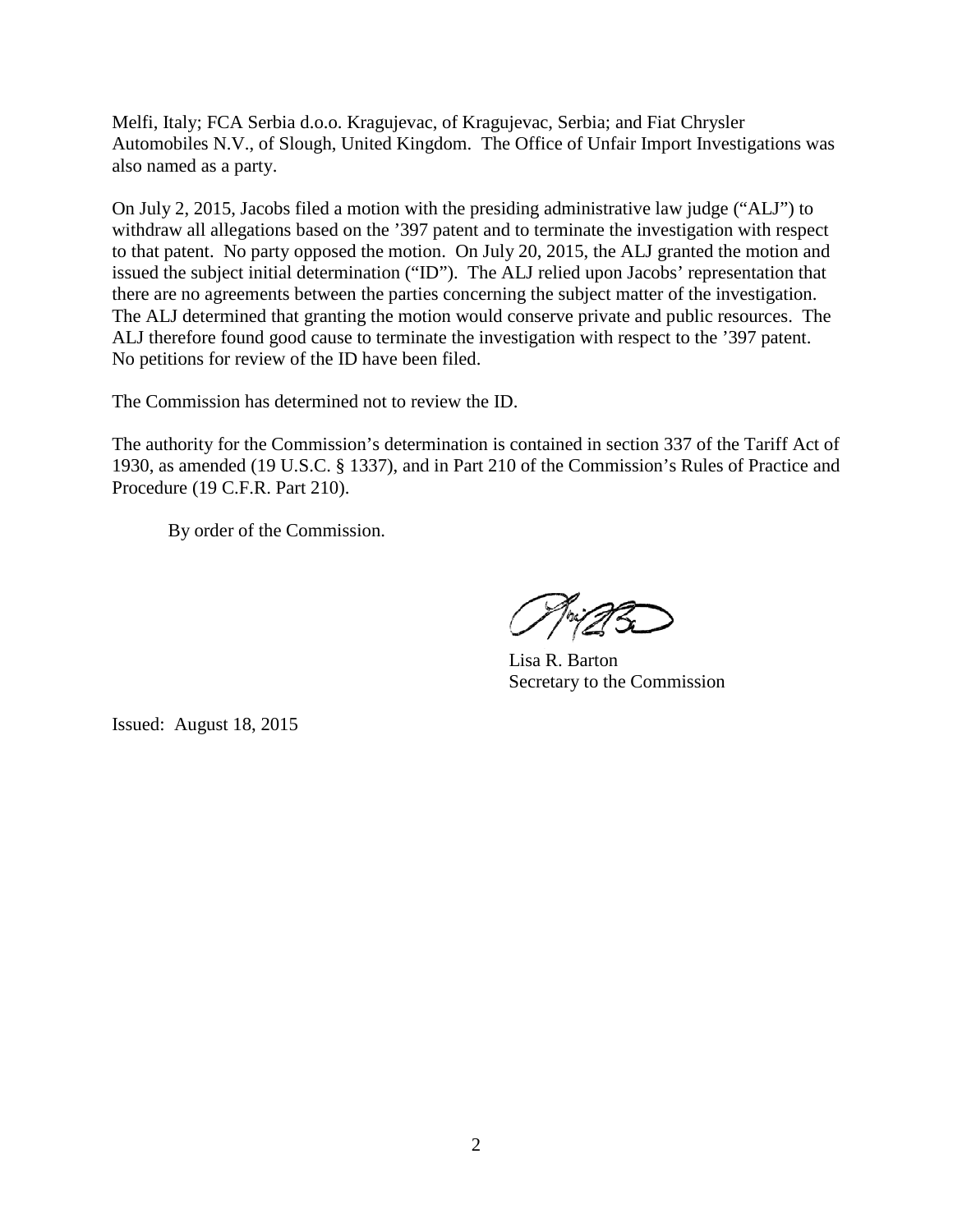Melfi, Italy; FCA Serbia d.o.o. Kragujevac, of Kragujevac, Serbia; and Fiat Chrysler Automobiles N.V., of Slough, United Kingdom. The Office of Unfair Import Investigations was also named as a party.

On July 2, 2015, Jacobs filed a motion with the presiding administrative law judge ("ALJ") to withdraw all allegations based on the '397 patent and to terminate the investigation with respect to that patent. No party opposed the motion. On July 20, 2015, the ALJ granted the motion and issued the subject initial determination ("ID"). The ALJ relied upon Jacobs' representation that there are no agreements between the parties concerning the subject matter of the investigation. The ALJ determined that granting the motion would conserve private and public resources. The ALJ therefore found good cause to terminate the investigation with respect to the '397 patent. No petitions for review of the ID have been filed.

The Commission has determined not to review the ID.

The authority for the Commission's determination is contained in section 337 of the Tariff Act of 1930, as amended (19 U.S.C. § 1337), and in Part 210 of the Commission's Rules of Practice and Procedure (19 C.F.R. Part 210).

By order of the Commission.

Lisa R. Barton
Secretary to the Commission

Issued: August 18, 2015